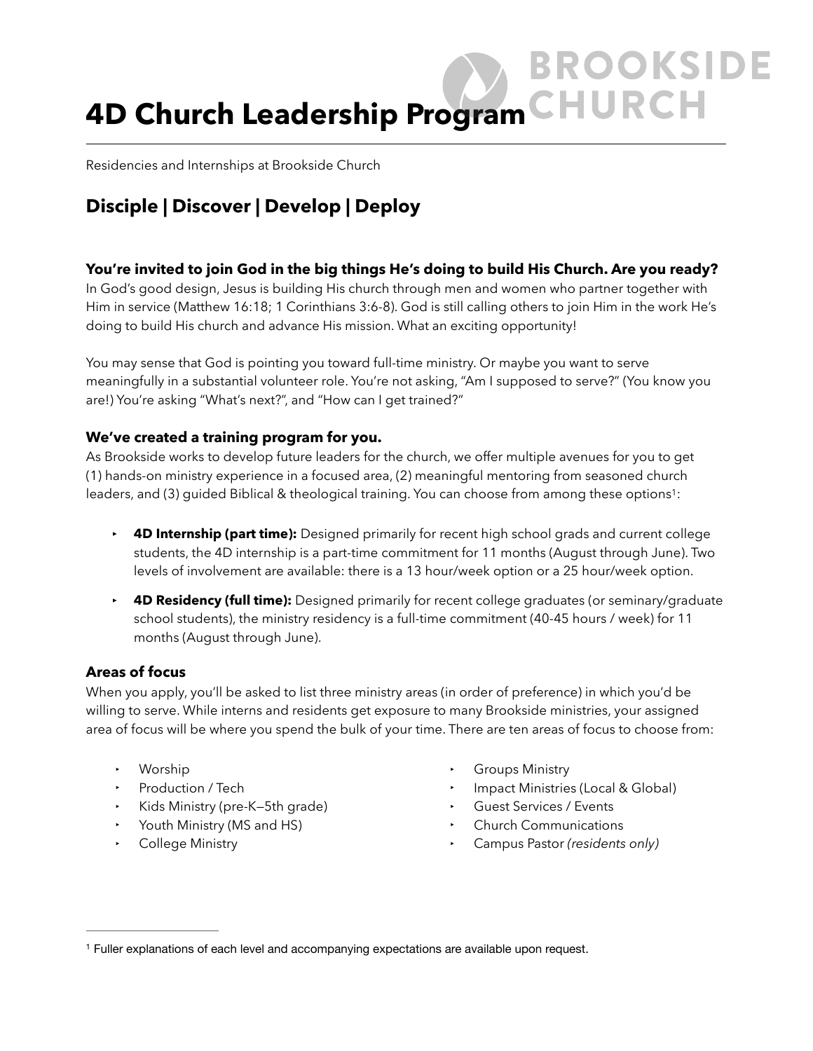# 4D Church Leadership Program

BROOKSIDE CHURCH

Residencies and Internships at Brookside Church

## Disciple | Discover | Develop | Deploy

### You're invited to join God in the big things He's doing to build His Church. Are you ready?

In God's good design, Jesus is building His church through men and women who partner together with Him in service (Matthew 16:18; 1 Corinthians 3:6-8). God is still calling others to join Him in the work He's doing to build His church and advance His mission. What an exciting opportunity!

You may sense that God is pointing you toward full-time ministry. Or maybe you want to serve meaningfully in a substantial volunteer role. You're not asking, "Am I supposed to serve?" (You know you are!) You're asking "What's next?", and "How can I get trained?"

### We've created a training program for you.

As Brookside works to develop future leaders for the church, we offer multiple avenues for you to get (1) hands-on ministry experience in a focused area, (2) meaningful mentoring from seasoned church leaders, and (3) guided Biblical & theological training. You can choose from among these options[1]:

- **4D Internship (part time):** Designed primarily for recent high school grads and current college students, the 4D internship is a part-time commitment for 11 months (August through June). Two levels of involvement are available: there is a 13 hour/week option or a 25 hour/week option.
- **4D Residency (full time):** Designed primarily for recent college graduates (or seminary/graduate school students), the ministry residency is a full-time commitment (40-45 hours / week) for 11 months (August through June).

### Areas of focus

When you apply, you'll be asked to list three ministry areas (in order of preference) in which you'd be willing to serve. While interns and residents get exposure to many Brookside ministries, your assigned area of focus will be where you spend the bulk of your time. There are ten areas of focus to choose from:

- Worship
- Production / Tech
- Kids Ministry (pre-K—5th grade)
- Youth Ministry (MS and HS)
- College Ministry
- Groups Ministry
- Impact Ministries (Local & Global)
- Guest Services / Events
- Church Communications
- Campus Pastor *(residents only)*

---

[1] Fuller explanations of each level and accompanying expectations are available upon request.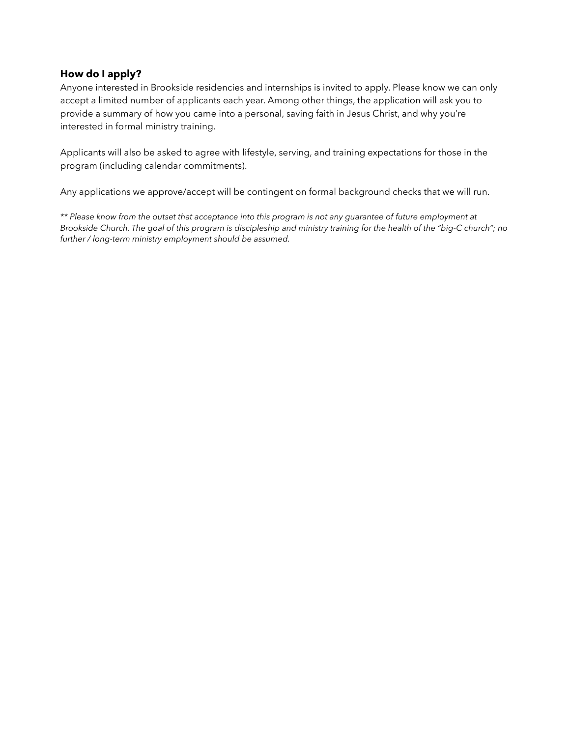### How do I apply?

Anyone interested in Brookside residencies and internships is invited to apply. Please know we can only accept a limited number of applicants each year. Among other things, the application will ask you to provide a summary of how you came into a personal, saving faith in Jesus Christ, and why you're interested in formal ministry training.

Applicants will also be asked to agree with lifestyle, serving, and training expectations for those in the program (including calendar commitments).

Any applications we approve/accept will be contingent on formal background checks that we will run.

*** Please know from the outset that acceptance into this program is not any guarantee of future employment at Brookside Church. The goal of this program is discipleship and ministry training for the health of the "big-C church"; no further / long-term ministry employment should be assumed.*